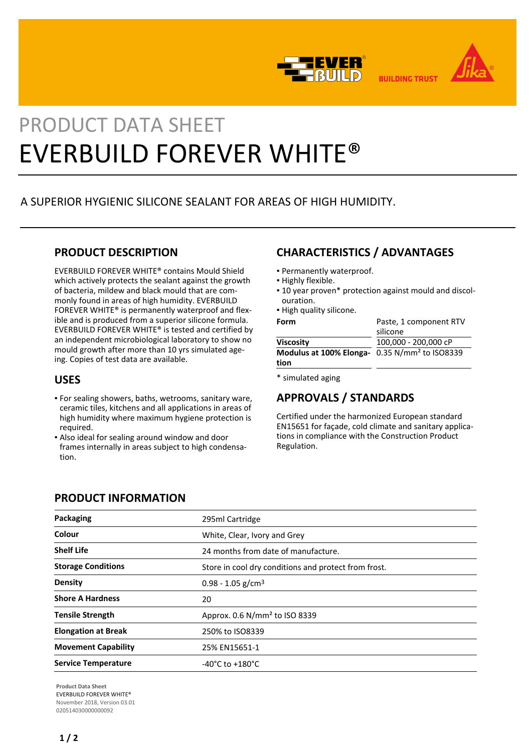PRODUCT DATA SHEET

# EVERBUILD FOREVER WHITE®

A SUPERIOR HYGIENIC SILICONE SEALANT FOR AREAS OF HIGH HUMIDITY.

## PRODUCT DESCRIPTION

EVERBUILD FOREVER WHITE® contains Mould Shield which actively protects the sealant against the growth of bacteria, mildew and black mould that are commonly found in areas of high humidity. EVERBUILD FOREVER WHITE® is permanently waterproof and flexible and is produced from a superior silicone formula. EVERBUILD FOREVER WHITE® is tested and certified by an independent microbiological laboratory to show no mould growth after more than 10 yrs simulated ageing. Copies of test data are available.

## USES

- For sealing showers, baths, wetrooms, sanitary ware, ceramic tiles, kitchens and all applications in areas of high humidity where maximum hygiene protection is required.
- Also ideal for sealing around window and door frames internally in areas subject to high condensation.

## CHARACTERISTICS / ADVANTAGES

- Permanently waterproof.
- Highly flexible.
- 10 year proven* protection against mould and discolouration.
- High quality silicone.

| | |
|---|---|
| **Form** | Paste, 1 component RTV silicone |
| **Viscosity** | 100,000 - 200,000 cP |
| **Modulus at 100% Elongation** | 0.35 N/mm² to ISO8339 |

\* simulated aging

## APPROVALS / STANDARDS

Certified under the harmonized European standard EN15651 for façade, cold climate and sanitary applications in compliance with the Construction Product Regulation.

## PRODUCT INFORMATION

| | |
|---|---|
| **Packaging** | 295ml Cartridge |
| **Colour** | White, Clear, Ivory and Grey |
| **Shelf Life** | 24 months from date of manufacture. |
| **Storage Conditions** | Store in cool dry conditions and protect from frost. |
| **Density** | 0.98 - 1.05 g/cm³ |
| **Shore A Hardness** | 20 |
| **Tensile Strength** | Approx. 0.6 N/mm² to ISO 8339 |
| **Elongation at Break** | 250% to ISO8339 |
| **Movement Capability** | 25% EN15651-1 |
| **Service Temperature** | -40°C to +180°C |

**Product Data Sheet**
EVERBUILD FOREVER WHITE®
November 2018, Version 03.01
020514030000000092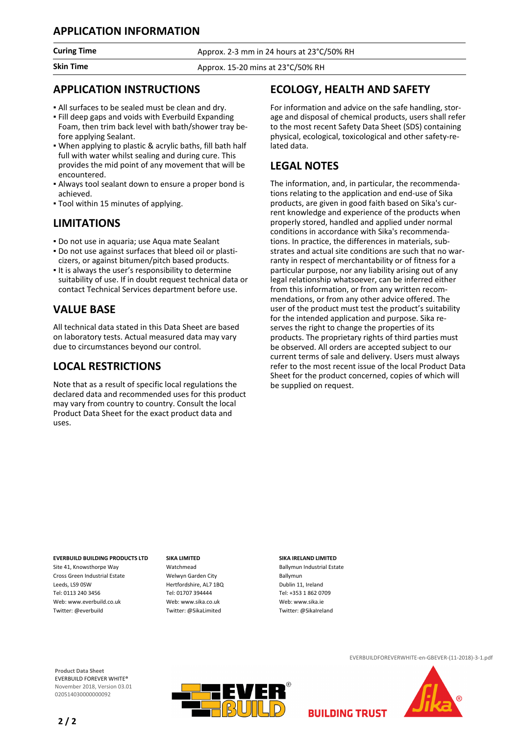## APPLICATION INFORMATION

| | |
|---|---|
| **Curing Time** | Approx. 2-3 mm in 24 hours at 23°C/50% RH |
| **Skin Time** | Approx. 15-20 mins at 23°C/50% RH |

## APPLICATION INSTRUCTIONS

- All surfaces to be sealed must be clean and dry.
- Fill deep gaps and voids with Everbuild Expanding Foam, then trim back level with bath/shower tray before applying Sealant.
- When applying to plastic & acrylic baths, fill bath half full with water whilst sealing and during cure. This provides the mid point of any movement that will be encountered.
- Always tool sealant down to ensure a proper bond is achieved.
- Tool within 15 minutes of applying.

## LIMITATIONS

- Do not use in aquaria; use Aqua mate Sealant
- Do not use against surfaces that bleed oil or plasticizers, or against bitumen/pitch based products.
- It is always the user's responsibility to determine suitability of use. If in doubt request technical data or contact Technical Services department before use.

## VALUE BASE

All technical data stated in this Data Sheet are based on laboratory tests. Actual measured data may vary due to circumstances beyond our control.

## LOCAL RESTRICTIONS

Note that as a result of specific local regulations the declared data and recommended uses for this product may vary from country to country. Consult the local Product Data Sheet for the exact product data and uses.

## ECOLOGY, HEALTH AND SAFETY

For information and advice on the safe handling, storage and disposal of chemical products, users shall refer to the most recent Safety Data Sheet (SDS) containing physical, ecological, toxicological and other safety-related data.

## LEGAL NOTES

The information, and, in particular, the recommendations relating to the application and end-use of Sika products, are given in good faith based on Sika's current knowledge and experience of the products when properly stored, handled and applied under normal conditions in accordance with Sika's recommendations. In practice, the differences in materials, substrates and actual site conditions are such that no warranty in respect of merchantability or of fitness for a particular purpose, nor any liability arising out of any legal relationship whatsoever, can be inferred either from this information, or from any written recommendations, or from any other advice offered. The user of the product must test the product's suitability for the intended application and purpose. Sika reserves the right to change the properties of its products. The proprietary rights of third parties must be observed. All orders are accepted subject to our current terms of sale and delivery. Users must always refer to the most recent issue of the local Product Data Sheet for the product concerned, copies of which will be supplied on request.

**EVERBUILD BUILDING PRODUCTS LTD**
Site 41, Knowsthorpe Way
Cross Green Industrial Estate
Leeds, LS9 0SW
Tel: 0113 240 3456
Web: www.everbuild.co.uk
Twitter: @everbuild

**SIKA LIMITED**
Watchmead
Welwyn Garden City
Hertfordshire, AL7 1BQ
Tel: 01707 394444
Web: www.sika.co.uk
Twitter: @SikaLimited

**SIKA IRELAND LIMITED**
Ballymun Industrial Estate
Ballymun
Dublin 11, Ireland
Tel: +353 1 862 0709
Web: www.sika.ie
Twitter: @SikaIreland

EVERBUILDFOREVERWHITE-en-GBEVER-(11-2018)-3-1.pdf

**Product Data Sheet**
EVERBUILD FOREVER WHITE®
November 2018, Version 03.01
020514030000000092

BUILDING TRUST